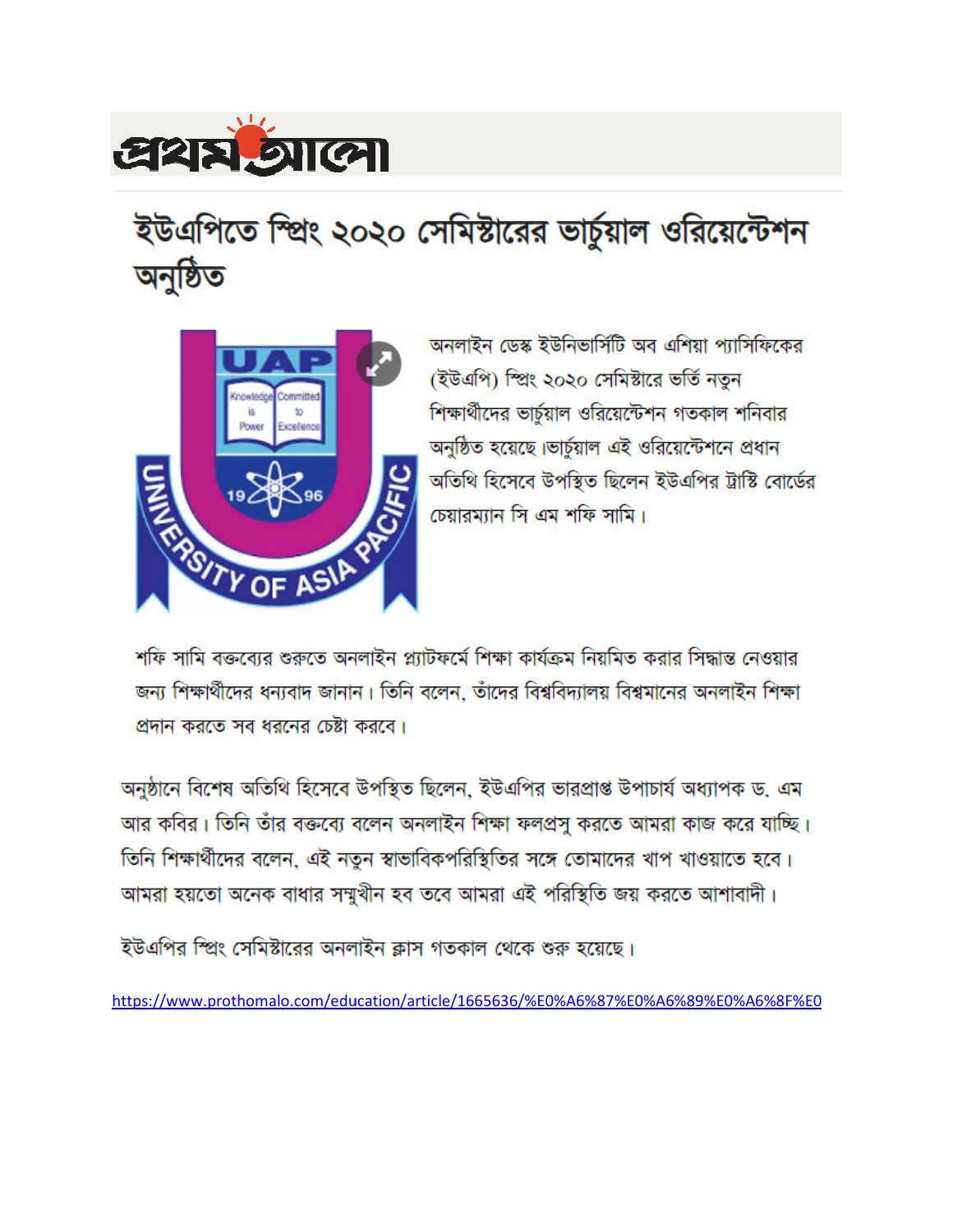প্রথম আলো

# ইউএপিতে স্প্রিং ২০২০ সেমিষ্টারের ভার্চুয়াল ওরিয়েন্টেশন অনুষ্ঠিত

অনলাইন ডেস্ক ইউনিভার্সিটি অব এশিয়া প্যাসিফিকের (ইউএপি) স্প্রিং ২০২০ সেমিষ্টারে ভর্তি নতুন শিক্ষার্থীদের ভার্চুয়াল ওরিয়েন্টেশন গতকাল শনিবার অনুষ্ঠিত হয়েছে।ভার্চুয়াল এই ওরিয়েন্টেশনে প্রধান অতিথি হিসেবে উপস্থিত ছিলেন ইউএপির ট্রাস্টি বোর্ডের চেয়ারম্যান সি এম শফি সামি।

শফি সামি বক্তব্যের শুরুতে অনলাইন প্ল্যাটফর্মে শিক্ষা কার্যক্রম নিয়মিত করার সিদ্ধান্ত নেওয়ার জন্য শিক্ষার্থীদের ধন্যবাদ জানান। তিনি বলেন, তাঁদের বিশ্ববিদ্যালয় বিশ্বমানের অনলাইন শিক্ষা প্রদান করতে সব ধরনের চেষ্টা করবে।

অনুষ্ঠানে বিশেষ অতিথি হিসেবে উপস্থিত ছিলেন, ইউএপির ভারপ্রাপ্ত উপাচার্য অধ্যাপক ড. এম আর কবির। তিনি তাঁর বক্তব্যে বলেন অনলাইন শিক্ষা ফলপ্রসূ করতে আমরা কাজ করে যাচ্ছি। তিনি শিক্ষার্থীদের বলেন, এই নতুন স্বাভাবিকপরিস্থিতির সঙ্গে তোমাদের খাপ খাওয়াতে হবে। আমরা হয়তো অনেক বাধার সম্মুখীন হব তবে আমরা এই পরিস্থিতি জয় করতে আশাবাদী।

ইউএপির স্প্রিং সেমিষ্টারের অনলাইন ক্লাস গতকাল থেকে শুরু হয়েছে।

https://www.prothomalo.com/education/article/1665636/%E0%A6%87%E0%A6%89%E0%A6%8F%E0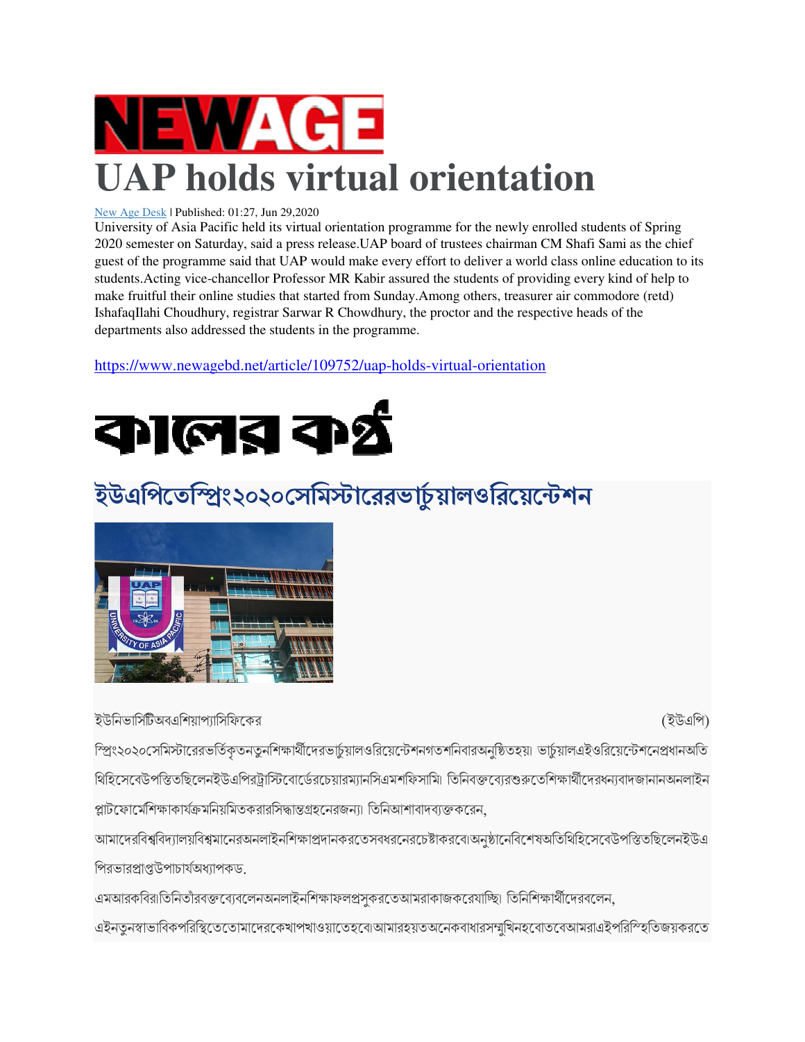# NEWAGE

# UAP holds virtual orientation

New Age Desk | Published: 01:27, Jun 29,2020

University of Asia Pacific held its virtual orientation programme for the newly enrolled students of Spring 2020 semester on Saturday, said a press release.UAP board of trustees chairman CM Shafi Sami as the chief guest of the programme said that UAP would make every effort to deliver a world class online education to its students.Acting vice-chancellor Professor MR Kabir assured the students of providing every kind of help to make fruitful their online studies that started from Sunday.Among others, treasurer air commodore (retd) IshafaqIlahi Choudhury, registrar Sarwar R Chowdhury, the proctor and the respective heads of the departments also addressed the students in the programme.

https://www.newagebd.net/article/109752/uap-holds-virtual-orientation

# কালের কণ্ঠ

## ইউএপিতেস্প্রিং২০২০সেমিস্টারেরভার্চুয়ালওরিয়েন্টেশন

ইউনিভার্সিটিঅবএশিয়াপ্যাসিফিকের (ইউএপি) স্প্রিং২০২০সেমিস্টারেরভর্তিকৃতনতুনশিক্ষার্থীদেরভার্চুয়ালওরিয়েন্টেশনগতশনিবারঅনুষ্ঠিতহয়। ভার্চুয়ালএইওরিয়েন্টেশনেপ্রধানঅতিথিহিসেবেউপস্থিতছিলেনইউএপিরট্রাস্টিবোর্ডেরচেয়ারম্যানসিএমশফিসামি। তিনিবক্তব্যেরশুরুতেশিক্ষার্থীদেরধন্যবাদজানানঅনলাইনপ্লাটফোর্মেশিক্ষাকার্যক্রমনিয়মিতকরারসিদ্ধান্তগ্রহনেরজন্য। তিনিআশাবাদব্যক্তকরেন, আমাদেরবিশ্ববিদ্যালয়বিশ্বমানেরঅনলাইনশিক্ষাপ্রদানকরতেসবধরনেরচেষ্টাকরবে।অনুষ্ঠানেবিশেষঅতিথিহিসেবেউপস্থিতছিলেনইউএপিরভারপ্রাপ্তউপাচার্যঅধ্যাপকড. এমআরকবির।তিনিতাঁরবক্তব্যেবলেনঅনলাইনশিক্ষাফলপ্রসুকরতেআমরাকাজকরেযাচ্ছি। তিনিশিক্ষার্থীদেরবলেন, এইনতুনস্বাভাবিকপরিস্থিতেতোমাদেরকেখাপখাওয়াতেহবে।আমারহয়তঅনেকবাধারসম্মুখিনহবোতবেআমরাএইপরিস্হিতিজয়করতে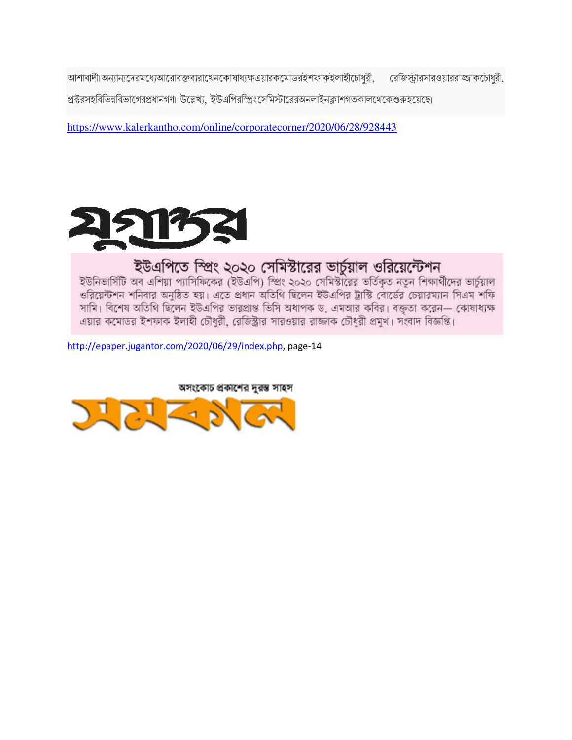আশাবাদী।অন্যান্যদেরমধ্যেআরোবক্তব্যরাখেনকোষাধ্যক্ষএয়ারকমোডরইশফাকইলাহীচৌধুরী, রেজিস্ট্রারসারওয়াররাজ্জাকচৌধুরী, প্রক্টরসহবিভিন্নবিভাগেরপ্রধানগণ। উল্লেখ্য, ইউএপিরস্প্রিংসেমিস্টারেরঅনলাইনক্লাশগতকালথেকেশুরুহয়েছে।

https://www.kalerkantho.com/online/corporatecorner/2020/06/28/928443

যুগান্তর

## ইউএপিতে স্প্রিং ২০২০ সেমিস্টারের ভার্চুয়াল ওরিয়েন্টেশন

ইউনিভার্সিটি অব এশিয়া প্যাসিফিকের (ইউএপি) স্প্রিং ২০২০ সেমিস্টারের ভর্তিকৃত নতুন শিক্ষার্থীদের ভার্চুয়াল ওরিয়েন্টেশন শনিবার অনুষ্ঠিত হয়। এতে প্রধান অতিথি ছিলেন ইউএপির ট্রাস্টি বোর্ডের চেয়ারম্যান সিএম শফি সামি। বিশেষ অতিথি ছিলেন ইউএপির ভারপ্রাপ্ত ভিসি অধ্যাপক ড. এমআর কবির। বক্তৃতা করেন— কোষাধ্যক্ষ এয়ার কমোডর ইশফাক ইলাহী চৌধুরী, রেজিস্ট্রার সারওয়ার রাজ্জাক চৌধুরী প্রমুখ। সংবাদ বিজ্ঞপ্তি।

http://epaper.jugantor.com/2020/06/29/index.php, page-14

অসংকোচ প্রকাশের দুরন্ত সাহস

সমকাল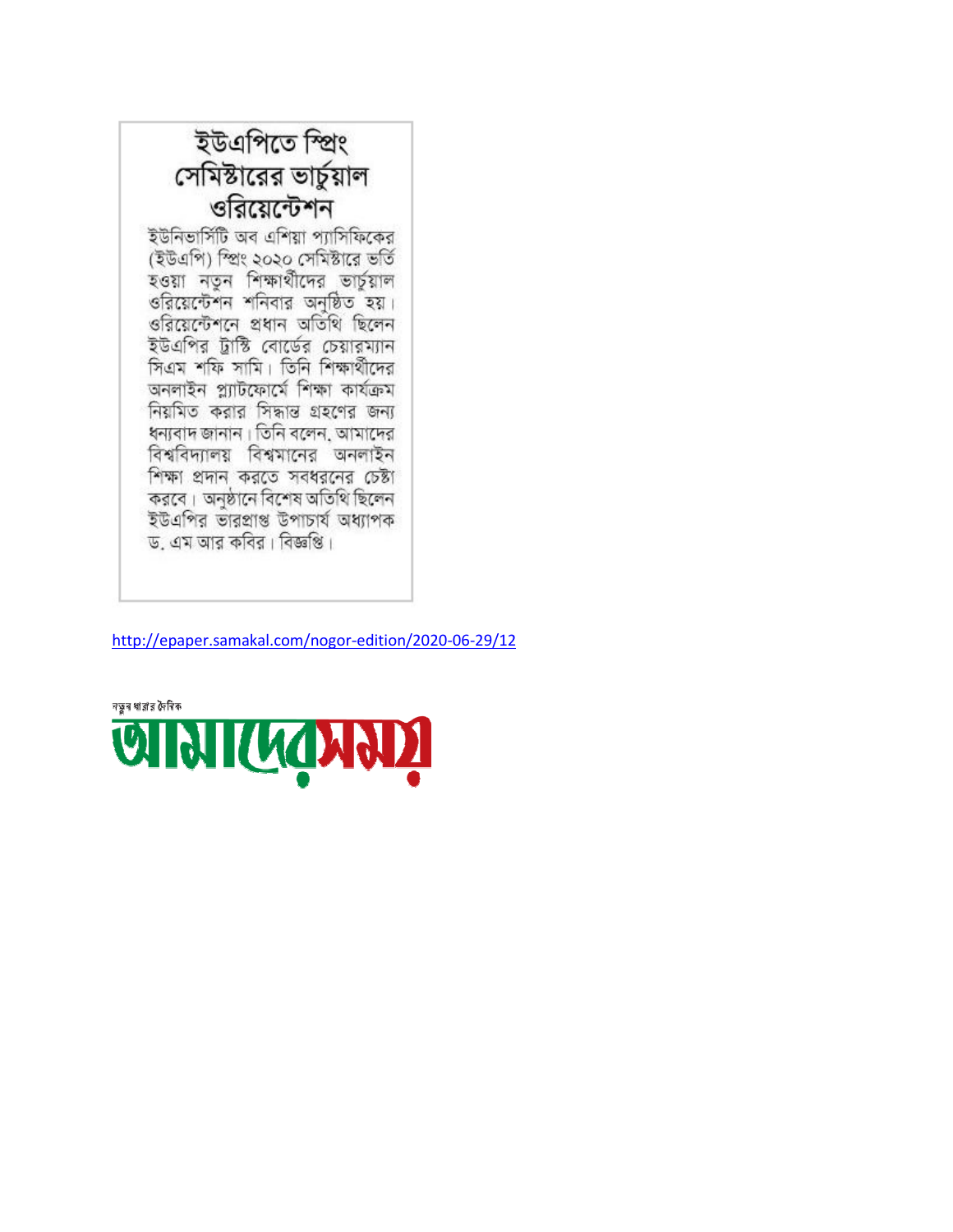# ইউএপিতে স্প্রিং সেমিস্টারের ভার্চুয়াল ওরিয়েন্টেশন

ইউনিভার্সিটি অব এশিয়া প্যাসিফিকের (ইউএপি) স্প্রিং ২০২০ সেমিস্টারে ভর্তি হওয়া নতুন শিক্ষার্থীদের ভার্চুয়াল ওরিয়েন্টেশন শনিবার অনুষ্ঠিত হয়। ওরিয়েন্টেশনে প্রধান অতিথি ছিলেন ইউএপির ট্রাস্টি বোর্ডের চেয়ারম্যান সিএম শফি সামি। তিনি শিক্ষার্থীদের অনলাইন প্ল্যাটফোর্মে শিক্ষা কার্যক্রম নিয়মিত করার সিদ্ধান্ত গ্রহণের জন্য ধন্যবাদ জানান। তিনি বলেন, আমাদের বিশ্ববিদ্যালয় বিশ্বমানের অনলাইন শিক্ষা প্রদান করতে সবধরনের চেষ্টা করবে। অনুষ্ঠানে বিশেষ অতিথি ছিলেন ইউএপির ভারপ্রাপ্ত উপাচার্য অধ্যাপক ড. এম আর কবির। বিজ্ঞপ্তি।

http://epaper.samakal.com/nogor-edition/2020-06-29/12

নতুন ধারার দৈনিক

# আমাদের সময়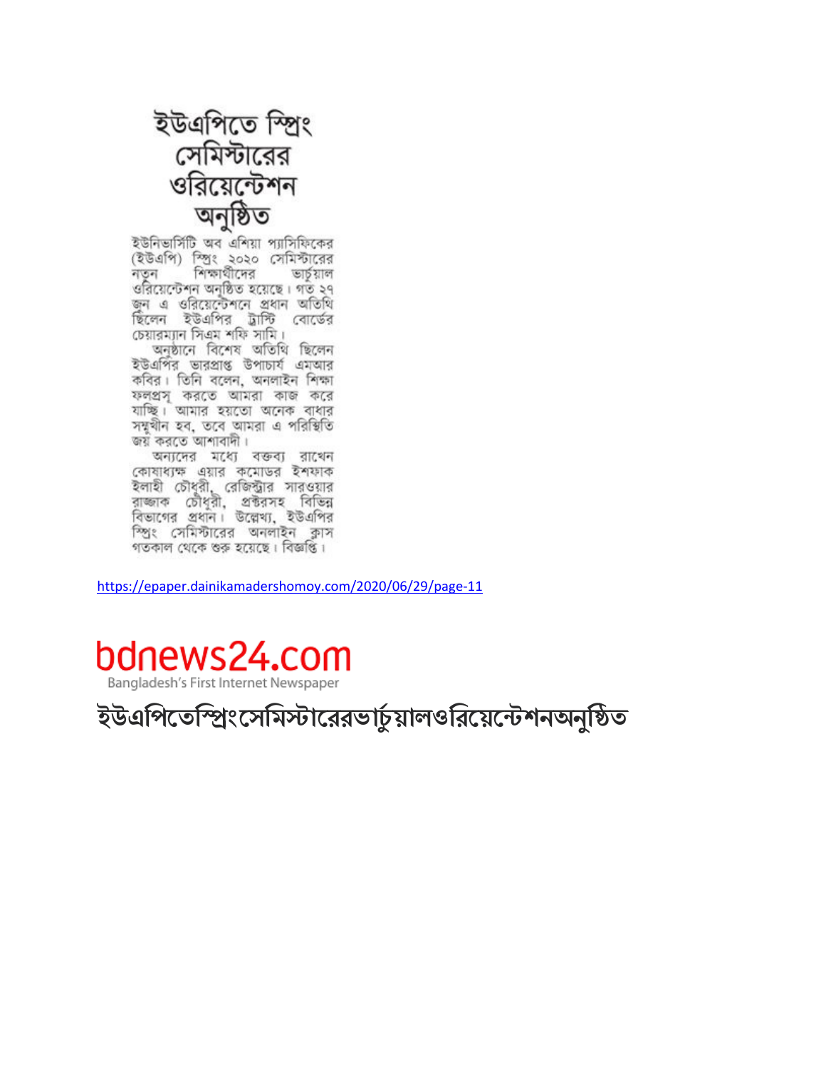# ইউএপিতে স্প্রিং সেমিস্টারের ওরিয়েন্টেশন অনুষ্ঠিত

ইউনিভার্সিটি অব এশিয়া প্যাসিফিকের (ইউএপি) স্প্রিং ২০২০ সেমিস্টারের নতুন শিক্ষার্থীদের ভার্চুয়াল ওরিয়েন্টেশন অনুষ্ঠিত হয়েছে। গত ২৭ জুন এ ওরিয়েন্টেশনে প্রধান অতিথি ছিলেন ইউএপির ট্রাস্টি বোর্ডের চেয়ারম্যান সিএম শফি সামি।

অনুষ্ঠানে বিশেষ অতিথি ছিলেন ইউএপির ভারপ্রাপ্ত উপাচার্য এমআর কবির। তিনি বলেন, অনলাইন শিক্ষা ফলপ্রসূ করতে আমরা কাজ করে যাচ্ছি। আমার হয়তো অনেক বাধার সম্মুখীন হব, তবে আমরা এ পরিস্থিতি জয় করতে আশাবাদী।

অন্যদের মধ্যে বক্তব্য রাখেন কোষাধ্যক্ষ এয়ার কমোডর ইশফাক ইলাহী চৌধুরী, রেজিস্ট্রার সারওয়ার রাজ্জাক চৌধুরী, প্রক্টরসহ বিভিন্ন বিভাগের প্রধান। উল্লেখ্য, ইউএপির স্প্রিং সেমিস্টারের অনলাইন ক্লাস গতকাল থেকে শুরু হয়েছে। বিজ্ঞপ্তি।

https://epaper.dainikamadershomoy.com/2020/06/29/page-11

bdnews24.com

Bangladesh's First Internet Newspaper

## ইউএপিতেস্প্রিংসেমিস্টারেরভার্চুয়ালওরিয়েন্টেশনঅনুষ্ঠিত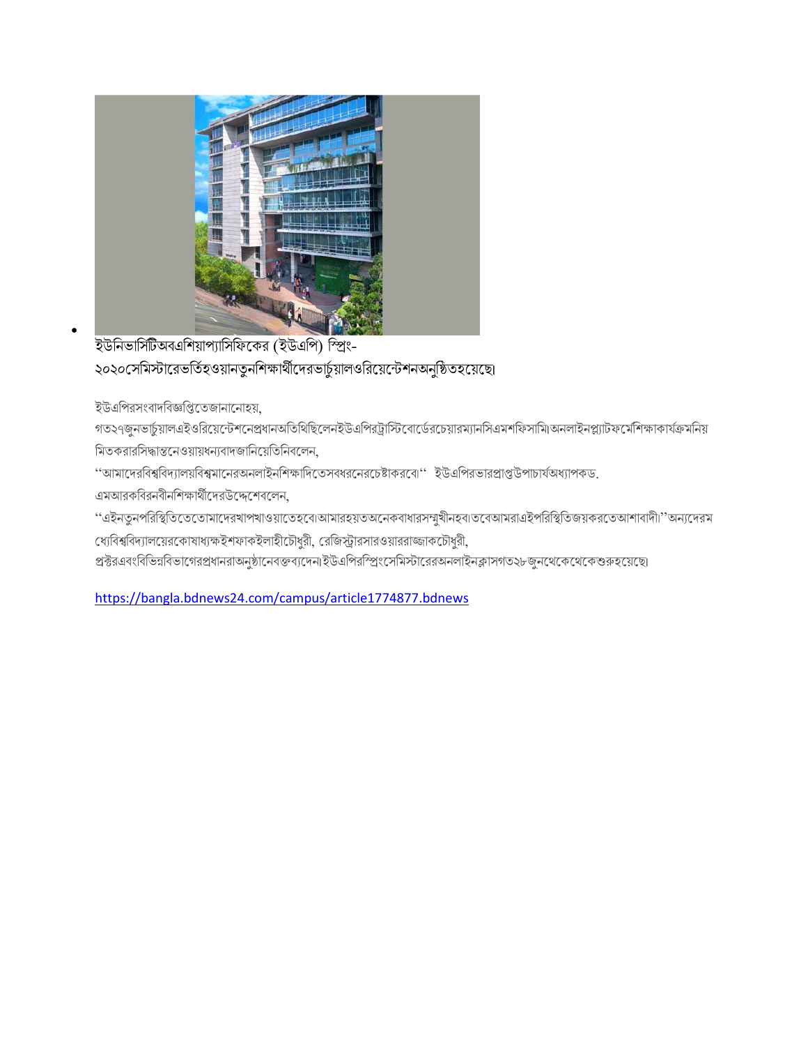- ইউনিভার্সিটিঅবএশিয়াপ্যাসিফিকের (ইউএপি) স্প্রিং-২০২০সেমিস্টারেভর্তিহওয়ানতুনশিক্ষার্থীদেরভার্চুয়ালওরিয়েন্টেশনঅনুষ্ঠিতহয়েছে।

ইউএপিরসংবাদবিজ্ঞপ্তিতেজানানোহয়,
গত২৭জুনভার্চুয়ালএইওরিয়েন্টেশনেপ্রধানঅতিথিছিলেনইউএপিরট্রাস্টিবোর্ডেরচেয়ারম্যানসিএমশফিসামি।অনলাইনপ্ল্যাটফর্মেশিক্ষাকার্যক্রমনিয়মিতকরারসিদ্ধান্তনেওয়ায়ধন্যবাদজানিয়েতিনিবলেন,
''আমাদেরবিশ্ববিদ্যালয়বিশ্বমানেরঅনলাইনশিক্ষাদিতেসবধরনেরচেষ্টাকরবে।'' ইউএপিরভারপ্রাপ্তউপাচার্যঅধ্যাপকড.
এমআরকবিরনবীনশিক্ষার্থীদেরউদ্দেশেবলেন,
''এইনতুনপরিস্থিতিতেতোমাদেরখাপখাওয়াতেহবে।আমারহয়তঅনেকবাধারসম্মুখীনহব।তবেআমরাএইপরিস্থিতিজয়করতেআশাবাদী।''অন্যদেরমধ্যেবিশ্ববিদ্যালয়েরকোষাধ্যক্ষইশফাকইলাহীচৌধুরী, রেজিস্ট্রারসারওয়াররাজ্জাকচৌধুরী,
প্রক্টরএবংবিভিন্নবিভাগেরপ্রধানরাঅনুষ্ঠানেবক্তব্যদেন।ইউএপিরস্প্রিংসেমিস্টারেরঅনলাইনক্লাসগত২৮জুনথেকেথেকেশুরুহয়েছে।

https://bangla.bdnews24.com/campus/article1774877.bdnews